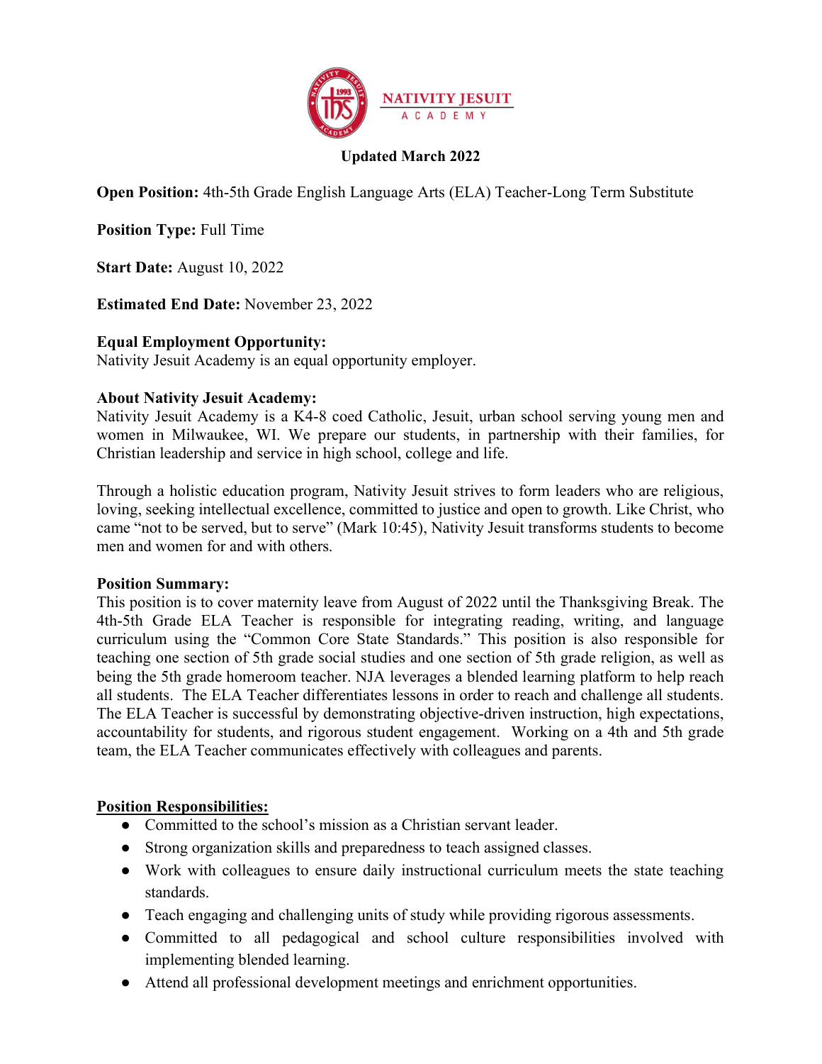**Updated March 2022**

**Open Position:** 4th-5th Grade English Language Arts (ELA) Teacher-Long Term Substitute

**Position Type:** Full Time

**Start Date:** August 10, 2022

**Estimated End Date:** November 23, 2022

**Equal Employment Opportunity:**
Nativity Jesuit Academy is an equal opportunity employer.

**About Nativity Jesuit Academy:**
Nativity Jesuit Academy is a K4-8 coed Catholic, Jesuit, urban school serving young men and women in Milwaukee, WI. We prepare our students, in partnership with their families, for Christian leadership and service in high school, college and life.

Through a holistic education program, Nativity Jesuit strives to form leaders who are religious, loving, seeking intellectual excellence, committed to justice and open to growth. Like Christ, who came "not to be served, but to serve" (Mark 10:45), Nativity Jesuit transforms students to become men and women for and with others.

**Position Summary:**
This position is to cover maternity leave from August of 2022 until the Thanksgiving Break. The 4th-5th Grade ELA Teacher is responsible for integrating reading, writing, and language curriculum using the "Common Core State Standards." This position is also responsible for teaching one section of 5th grade social studies and one section of 5th grade religion, as well as being the 5th grade homeroom teacher. NJA leverages a blended learning platform to help reach all students. The ELA Teacher differentiates lessons in order to reach and challenge all students. The ELA Teacher is successful by demonstrating objective-driven instruction, high expectations, accountability for students, and rigorous student engagement. Working on a 4th and 5th grade team, the ELA Teacher communicates effectively with colleagues and parents.

**Position Responsibilities:**

- Committed to the school's mission as a Christian servant leader.
- Strong organization skills and preparedness to teach assigned classes.
- Work with colleagues to ensure daily instructional curriculum meets the state teaching standards.
- Teach engaging and challenging units of study while providing rigorous assessments.
- Committed to all pedagogical and school culture responsibilities involved with implementing blended learning.
- Attend all professional development meetings and enrichment opportunities.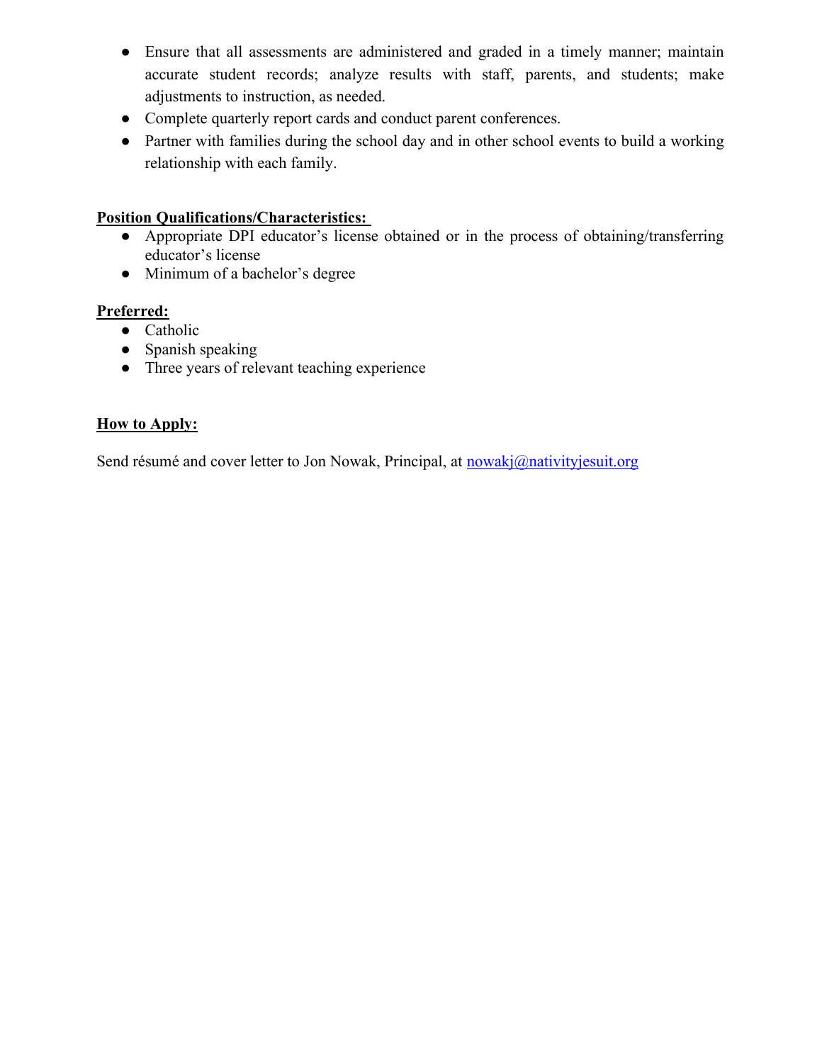- Ensure that all assessments are administered and graded in a timely manner; maintain accurate student records; analyze results with staff, parents, and students; make adjustments to instruction, as needed.
- Complete quarterly report cards and conduct parent conferences.
- Partner with families during the school day and in other school events to build a working relationship with each family.

**Position Qualifications/Characteristics:**

- Appropriate DPI educator's license obtained or in the process of obtaining/transferring educator's license
- Minimum of a bachelor's degree

**Preferred:**

- Catholic
- Spanish speaking
- Three years of relevant teaching experience

**How to Apply:**

Send résumé and cover letter to Jon Nowak, Principal, at nowakj@nativityjesuit.org